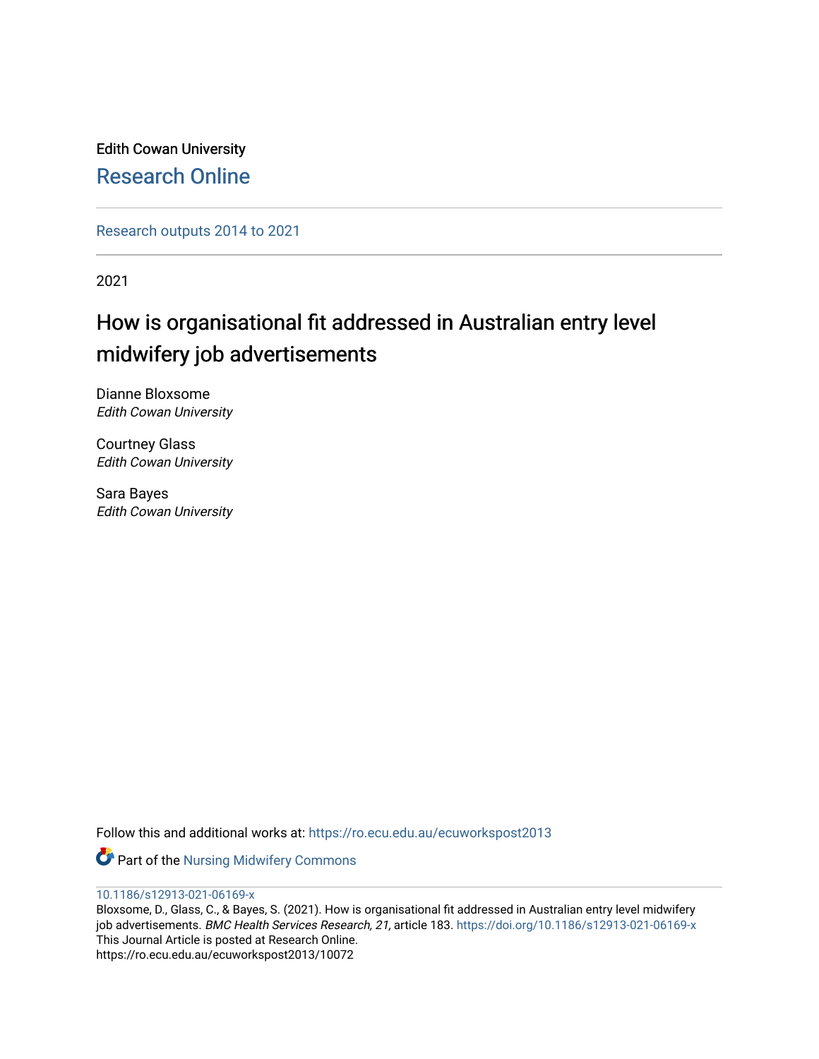Edith Cowan University

Research Online

Research outputs 2014 to 2021

2021

# How is organisational fit addressed in Australian entry level midwifery job advertisements

Dianne Bloxsome
*Edith Cowan University*

Courtney Glass
*Edith Cowan University*

Sara Bayes
*Edith Cowan University*

Follow this and additional works at: https://ro.ecu.edu.au/ecuworkspost2013

Part of the Nursing Midwifery Commons

10.1186/s12913-021-06169-x

Bloxsome, D., Glass, C., & Bayes, S. (2021). How is organisational fit addressed in Australian entry level midwifery job advertisements. *BMC Health Services Research, 21,* article 183. https://doi.org/10.1186/s12913-021-06169-x

This Journal Article is posted at Research Online.

https://ro.ecu.edu.au/ecuworkspost2013/10072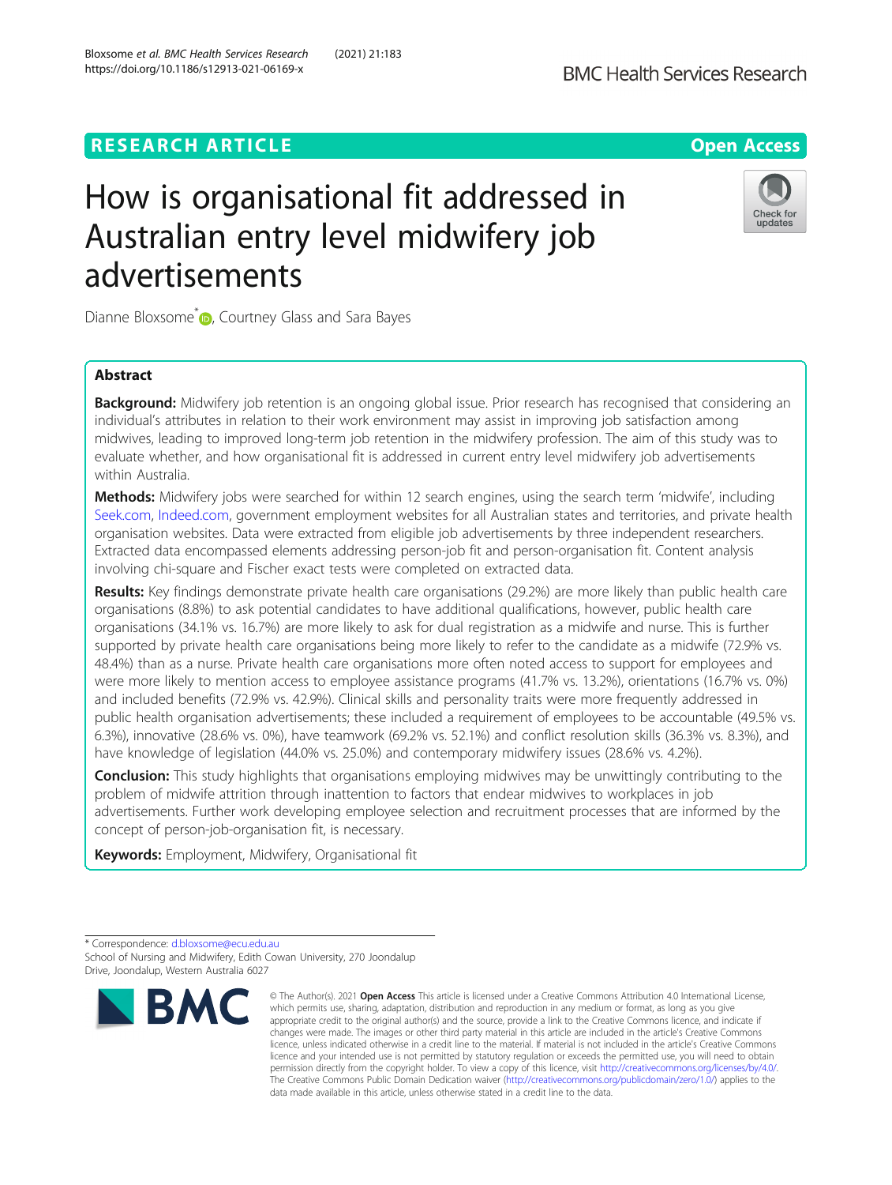# How is organisational fit addressed in Australian entry level midwifery job advertisements

Dianne Bloxsome*, Courtney Glass and Sara Bayes

## Abstract

**Background:** Midwifery job retention is an ongoing global issue. Prior research has recognised that considering an individual's attributes in relation to their work environment may assist in improving job satisfaction among midwives, leading to improved long-term job retention in the midwifery profession. The aim of this study was to evaluate whether, and how organisational fit is addressed in current entry level midwifery job advertisements within Australia.

**Methods:** Midwifery jobs were searched for within 12 search engines, using the search term 'midwife', including Seek.com, Indeed.com, government employment websites for all Australian states and territories, and private health organisation websites. Data were extracted from eligible job advertisements by three independent researchers. Extracted data encompassed elements addressing person-job fit and person-organisation fit. Content analysis involving chi-square and Fischer exact tests were completed on extracted data.

**Results:** Key findings demonstrate private health care organisations (29.2%) are more likely than public health care organisations (8.8%) to ask potential candidates to have additional qualifications, however, public health care organisations (34.1% vs. 16.7%) are more likely to ask for dual registration as a midwife and nurse. This is further supported by private health care organisations being more likely to refer to the candidate as a midwife (72.9% vs. 48.4%) than as a nurse. Private health care organisations more often noted access to support for employees and were more likely to mention access to employee assistance programs (41.7% vs. 13.2%), orientations (16.7% vs. 0%) and included benefits (72.9% vs. 42.9%). Clinical skills and personality traits were more frequently addressed in public health organisation advertisements; these included a requirement of employees to be accountable (49.5% vs. 6.3%), innovative (28.6% vs. 0%), have teamwork (69.2% vs. 52.1%) and conflict resolution skills (36.3% vs. 8.3%), and have knowledge of legislation (44.0% vs. 25.0%) and contemporary midwifery issues (28.6% vs. 4.2%).

**Conclusion:** This study highlights that organisations employing midwives may be unwittingly contributing to the problem of midwife attrition through inattention to factors that endear midwives to workplaces in job advertisements. Further work developing employee selection and recruitment processes that are informed by the concept of person-job-organisation fit, is necessary.

**Keywords:** Employment, Midwifery, Organisational fit

---

* Correspondence: d.bloxsome@ecu.edu.au
School of Nursing and Midwifery, Edith Cowan University, 270 Joondalup Drive, Joondalup, Western Australia 6027

© The Author(s). 2021 **Open Access** This article is licensed under a Creative Commons Attribution 4.0 International License, which permits use, sharing, adaptation, distribution and reproduction in any medium or format, as long as you give appropriate credit to the original author(s) and the source, provide a link to the Creative Commons licence, and indicate if changes were made. The images or other third party material in this article are included in the article's Creative Commons licence, unless indicated otherwise in a credit line to the material. If material is not included in the article's Creative Commons licence and your intended use is not permitted by statutory regulation or exceeds the permitted use, you will need to obtain permission directly from the copyright holder. To view a copy of this licence, visit http://creativecommons.org/licenses/by/4.0/. The Creative Commons Public Domain Dedication waiver (http://creativecommons.org/publicdomain/zero/1.0/) applies to the data made available in this article, unless otherwise stated in a credit line to the data.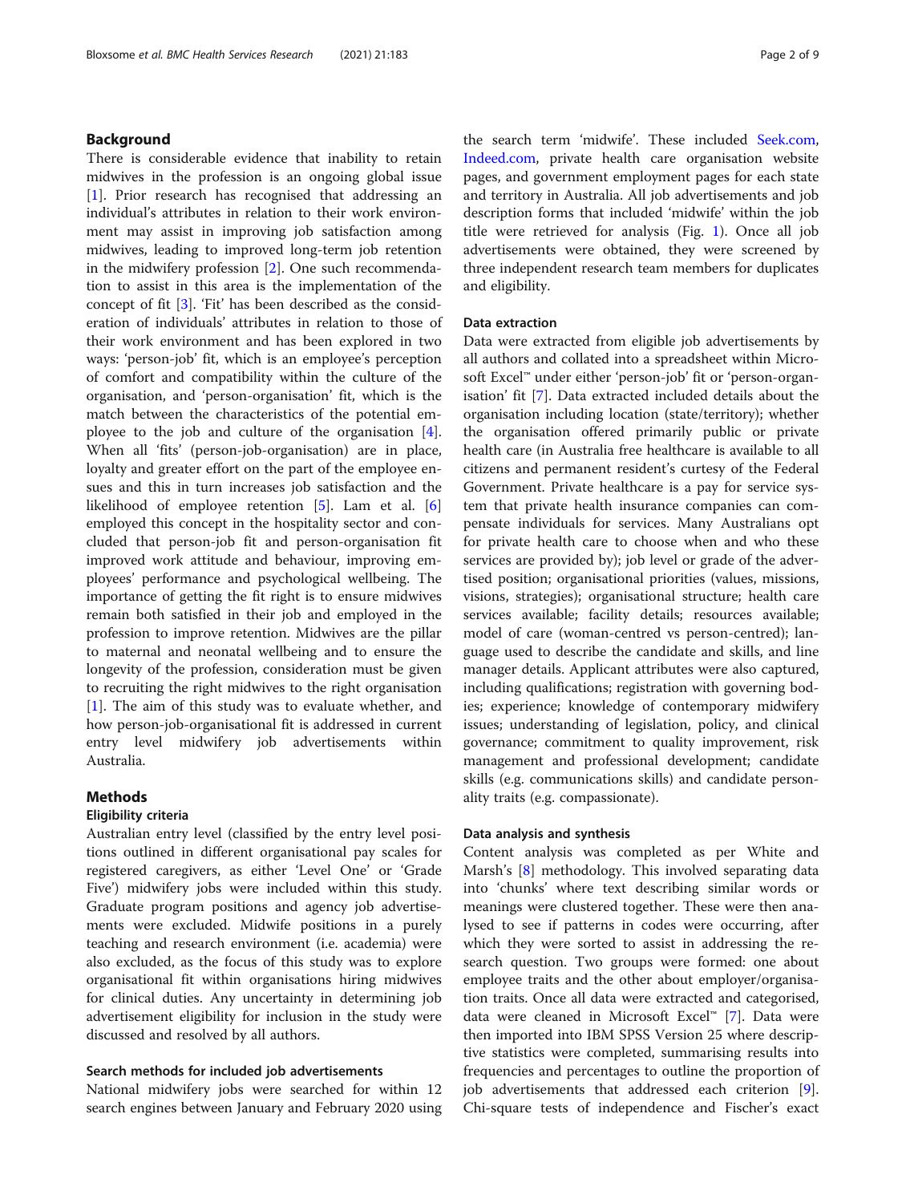## Background

There is considerable evidence that inability to retain midwives in the profession is an ongoing global issue [1]. Prior research has recognised that addressing an individual's attributes in relation to their work environment may assist in improving job satisfaction among midwives, leading to improved long-term job retention in the midwifery profession [2]. One such recommendation to assist in this area is the implementation of the concept of fit [3]. 'Fit' has been described as the consideration of individuals' attributes in relation to those of their work environment and has been explored in two ways: 'person-job' fit, which is an employee's perception of comfort and compatibility within the culture of the organisation, and 'person-organisation' fit, which is the match between the characteristics of the potential employee to the job and culture of the organisation [4]. When all 'fits' (person-job-organisation) are in place, loyalty and greater effort on the part of the employee ensues and this in turn increases job satisfaction and the likelihood of employee retention [5]. Lam et al. [6] employed this concept in the hospitality sector and concluded that person-job fit and person-organisation fit improved work attitude and behaviour, improving employees' performance and psychological wellbeing. The importance of getting the fit right is to ensure midwives remain both satisfied in their job and employed in the profession to improve retention. Midwives are the pillar to maternal and neonatal wellbeing and to ensure the longevity of the profession, consideration must be given to recruiting the right midwives to the right organisation [1]. The aim of this study was to evaluate whether, and how person-job-organisational fit is addressed in current entry level midwifery job advertisements within Australia.

## Methods

### Eligibility criteria

Australian entry level (classified by the entry level positions outlined in different organisational pay scales for registered caregivers, as either 'Level One' or 'Grade Five') midwifery jobs were included within this study. Graduate program positions and agency job advertisements were excluded. Midwife positions in a purely teaching and research environment (i.e. academia) were also excluded, as the focus of this study was to explore organisational fit within organisations hiring midwives for clinical duties. Any uncertainty in determining job advertisement eligibility for inclusion in the study were discussed and resolved by all authors.

### Search methods for included job advertisements

National midwifery jobs were searched for within 12 search engines between January and February 2020 using the search term 'midwife'. These included Seek.com, Indeed.com, private health care organisation website pages, and government employment pages for each state and territory in Australia. All job advertisements and job description forms that included 'midwife' within the job title were retrieved for analysis (Fig. 1). Once all job advertisements were obtained, they were screened by three independent research team members for duplicates and eligibility.

### Data extraction

Data were extracted from eligible job advertisements by all authors and collated into a spreadsheet within Microsoft Excel™ under either 'person-job' fit or 'person-organisation' fit [7]. Data extracted included details about the organisation including location (state/territory); whether the organisation offered primarily public or private health care (in Australia free healthcare is available to all citizens and permanent resident's curtesy of the Federal Government. Private healthcare is a pay for service system that private health insurance companies can compensate individuals for services. Many Australians opt for private health care to choose when and who these services are provided by); job level or grade of the advertised position; organisational priorities (values, missions, visions, strategies); organisational structure; health care services available; facility details; resources available; model of care (woman-centred vs person-centred); language used to describe the candidate and skills, and line manager details. Applicant attributes were also captured, including qualifications; registration with governing bodies; experience; knowledge of contemporary midwifery issues; understanding of legislation, policy, and clinical governance; commitment to quality improvement, risk management and professional development; candidate skills (e.g. communications skills) and candidate personality traits (e.g. compassionate).

### Data analysis and synthesis

Content analysis was completed as per White and Marsh's [8] methodology. This involved separating data into 'chunks' where text describing similar words or meanings were clustered together. These were then analysed to see if patterns in codes were occurring, after which they were sorted to assist in addressing the research question. Two groups were formed: one about employee traits and the other about employer/organisation traits. Once all data were extracted and categorised, data were cleaned in Microsoft Excel™ [7]. Data were then imported into IBM SPSS Version 25 where descriptive statistics were completed, summarising results into frequencies and percentages to outline the proportion of job advertisements that addressed each criterion [9]. Chi-square tests of independence and Fischer's exact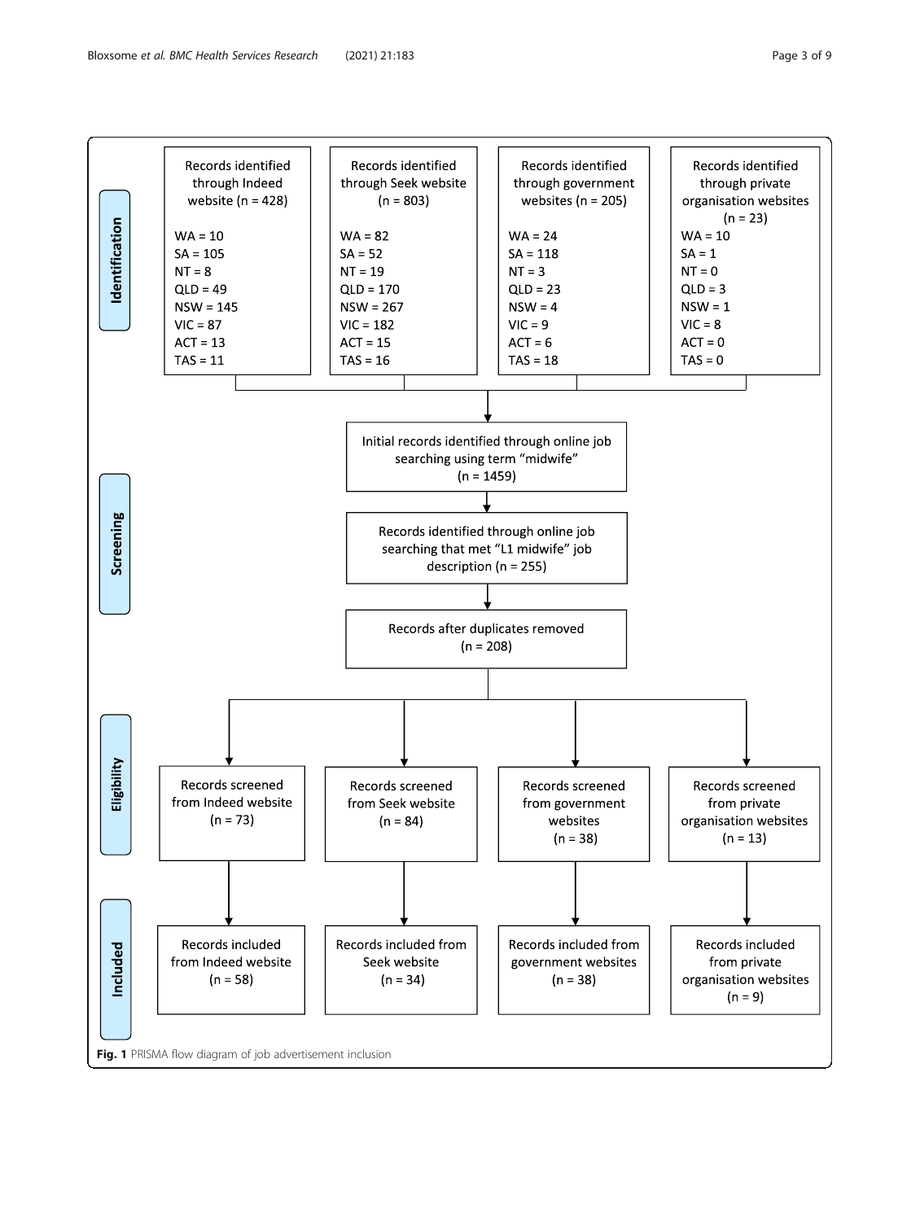**Identification**

Records identified through Indeed website (n = 428)

WA = 10
SA = 105
NT = 8
QLD = 49
NSW = 145
VIC = 87
ACT = 13
TAS = 11

Records identified through Seek website (n = 803)

WA = 82
SA = 52
NT = 19
QLD = 170
NSW = 267
VIC = 182
ACT = 15
TAS = 16

Records identified through government websites (n = 205)

WA = 24
SA = 118
NT = 3
QLD = 23
NSW = 4
VIC = 9
ACT = 6
TAS = 18

Records identified through private organisation websites (n = 23)

WA = 10
SA = 1
NT = 0
QLD = 3
NSW = 1
VIC = 8
ACT = 0
TAS = 0

**Screening**

Initial records identified through online job searching using term "midwife" (n = 1459)

Records identified through online job searching that met "L1 midwife" job description (n = 255)

Records after duplicates removed (n = 208)

**Eligibility**

Records screened from Indeed website (n = 73)

Records screened from Seek website (n = 84)

Records screened from government websites (n = 38)

Records screened from private organisation websites (n = 13)

**Included**

Records included from Indeed website (n = 58)

Records included from Seek website (n = 34)

Records included from government websites (n = 38)

Records included from private organisation websites (n = 9)

**Fig. 1** PRISMA flow diagram of job advertisement inclusion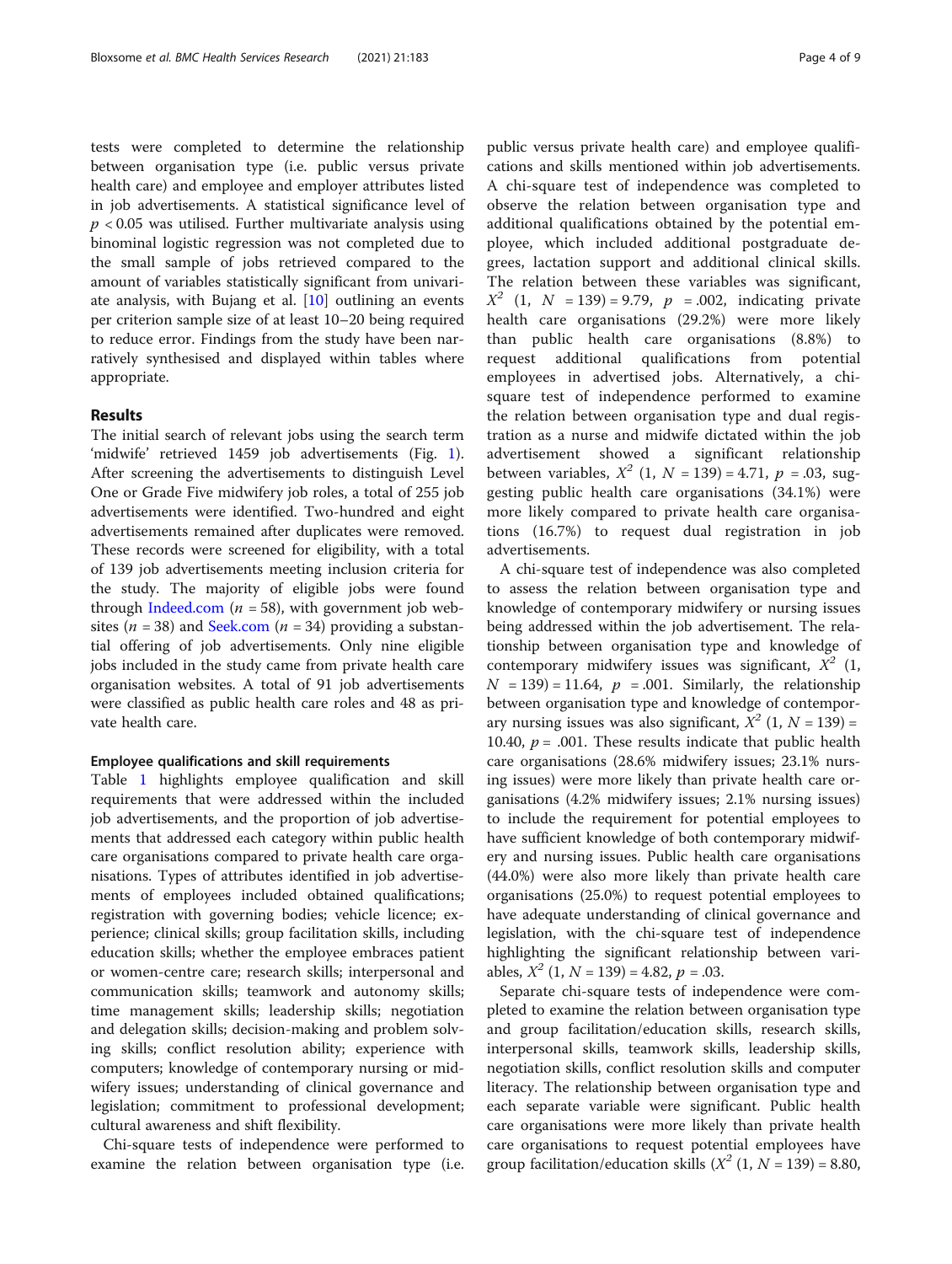tests were completed to determine the relationship between organisation type (i.e. public versus private health care) and employee and employer attributes listed in job advertisements. A statistical significance level of $p < 0.05$ was utilised. Further multivariate analysis using binominal logistic regression was not completed due to the small sample of jobs retrieved compared to the amount of variables statistically significant from univariate analysis, with Bujang et al. [10] outlining an events per criterion sample size of at least 10–20 being required to reduce error. Findings from the study have been narratively synthesised and displayed within tables where appropriate.

## Results

The initial search of relevant jobs using the search term 'midwife' retrieved 1459 job advertisements (Fig. 1). After screening the advertisements to distinguish Level One or Grade Five midwifery job roles, a total of 255 job advertisements were identified. Two-hundred and eight advertisements remained after duplicates were removed. These records were screened for eligibility, with a total of 139 job advertisements meeting inclusion criteria for the study. The majority of eligible jobs were found through Indeed.com ($n = 58$), with government job websites ($n = 38$) and Seek.com ($n = 34$) providing a substantial offering of job advertisements. Only nine eligible jobs included in the study came from private health care organisation websites. A total of 91 job advertisements were classified as public health care roles and 48 as private health care.

### Employee qualifications and skill requirements

Table 1 highlights employee qualification and skill requirements that were addressed within the included job advertisements, and the proportion of job advertisements that addressed each category within public health care organisations compared to private health care organisations. Types of attributes identified in job advertisements of employees included obtained qualifications; registration with governing bodies; vehicle licence; experience; clinical skills; group facilitation skills, including education skills; whether the employee embraces patient or women-centre care; research skills; interpersonal and communication skills; teamwork and autonomy skills; time management skills; leadership skills; negotiation and delegation skills; decision-making and problem solving skills; conflict resolution ability; experience with computers; knowledge of contemporary nursing or midwifery issues; understanding of clinical governance and legislation; commitment to professional development; cultural awareness and shift flexibility.

Chi-square tests of independence were performed to examine the relation between organisation type (i.e. public versus private health care) and employee qualifications and skills mentioned within job advertisements. A chi-square test of independence was completed to observe the relation between organisation type and additional qualifications obtained by the potential employee, which included additional postgraduate degrees, lactation support and additional clinical skills. The relation between these variables was significant, $X^2$ (1, $N = 139$) = 9.79, $p = .002$, indicating private health care organisations (29.2%) were more likely than public health care organisations (8.8%) to request additional qualifications from potential employees in advertised jobs. Alternatively, a chi-square test of independence performed to examine the relation between organisation type and dual registration as a nurse and midwife dictated within the job advertisement showed a significant relationship between variables, $X^2$ (1, $N = 139$) = 4.71, $p = .03$, suggesting public health care organisations (34.1%) were more likely compared to private health care organisations (16.7%) to request dual registration in job advertisements.

A chi-square test of independence was also completed to assess the relation between organisation type and knowledge of contemporary midwifery or nursing issues being addressed within the job advertisement. The relationship between organisation type and knowledge of contemporary midwifery issues was significant, $X^2$ (1, $N = 139$) = 11.64, $p = .001$. Similarly, the relationship between organisation type and knowledge of contemporary nursing issues was also significant, $X^2$ (1, $N = 139$) = 10.40, $p = .001$. These results indicate that public health care organisations (28.6% midwifery issues; 23.1% nursing issues) were more likely than private health care organisations (4.2% midwifery issues; 2.1% nursing issues) to include the requirement for potential employees to have sufficient knowledge of both contemporary midwifery and nursing issues. Public health care organisations (44.0%) were also more likely than private health care organisations (25.0%) to request potential employees to have adequate understanding of clinical governance and legislation, with the chi-square test of independence highlighting the significant relationship between variables, $X^2$ (1, $N = 139$) = 4.82, $p = .03$.

Separate chi-square tests of independence were completed to examine the relation between organisation type and group facilitation/education skills, research skills, interpersonal skills, teamwork skills, leadership skills, negotiation skills, conflict resolution skills and computer literacy. The relationship between organisation type and each separate variable were significant. Public health care organisations were more likely than private health care organisations to request potential employees have group facilitation/education skills ($X^2$ (1, $N = 139$) = 8.80,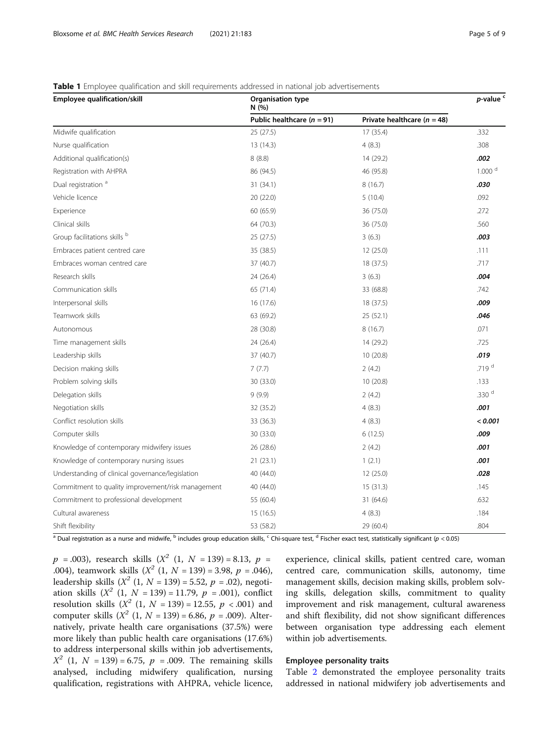**Table 1** Employee qualification and skill requirements addressed in national job advertisements

| Employee qualification/skill | Organisation type N (%) | | p-value [c] |
|---|---|---|---|
| | Public healthcare (n = 91) | Private healthcare (n = 48) | |
| Midwife qualification | 25 (27.5) | 17 (35.4) | .332 |
| Nurse qualification | 13 (14.3) | 4 (8.3) | .308 |
| Additional qualification(s) | 8 (8.8) | 14 (29.2) | ***.002*** |
| Registration with AHPRA | 86 (94.5) | 46 (95.8) | 1.000 [d] |
| Dual registration [a] | 31 (34.1) | 8 (16.7) | ***.030*** |
| Vehicle licence | 20 (22.0) | 5 (10.4) | .092 |
| Experience | 60 (65.9) | 36 (75.0) | .272 |
| Clinical skills | 64 (70.3) | 36 (75.0) | .560 |
| Group facilitations skills [b] | 25 (27.5) | 3 (6.3) | ***.003*** |
| Embraces patient centred care | 35 (38.5) | 12 (25.0) | .111 |
| Embraces woman centred care | 37 (40.7) | 18 (37.5) | .717 |
| Research skills | 24 (26.4) | 3 (6.3) | ***.004*** |
| Communication skills | 65 (71.4) | 33 (68.8) | .742 |
| Interpersonal skills | 16 (17.6) | 18 (37.5) | ***.009*** |
| Teamwork skills | 63 (69.2) | 25 (52.1) | ***.046*** |
| Autonomous | 28 (30.8) | 8 (16.7) | .071 |
| Time management skills | 24 (26.4) | 14 (29.2) | .725 |
| Leadership skills | 37 (40.7) | 10 (20.8) | ***.019*** |
| Decision making skills | 7 (7.7) | 2 (4.2) | .719 [d] |
| Problem solving skills | 30 (33.0) | 10 (20.8) | .133 |
| Delegation skills | 9 (9.9) | 2 (4.2) | .330 [d] |
| Negotiation skills | 32 (35.2) | 4 (8.3) | ***.001*** |
| Conflict resolution skills | 33 (36.3) | 4 (8.3) | ***< 0.001*** |
| Computer skills | 30 (33.0) | 6 (12.5) | ***.009*** |
| Knowledge of contemporary midwifery issues | 26 (28.6) | 2 (4.2) | ***.001*** |
| Knowledge of contemporary nursing issues | 21 (23.1) | 1 (2.1) | ***.001*** |
| Understanding of clinical governance/legislation | 40 (44.0) | 12 (25.0) | ***.028*** |
| Commitment to quality improvement/risk management | 40 (44.0) | 15 (31.3) | .145 |
| Commitment to professional development | 55 (60.4) | 31 (64.6) | .632 |
| Cultural awareness | 15 (16.5) | 4 (8.3) | .184 |
| Shift flexibility | 53 (58.2) | 29 (60.4) | .804 |

[a] Dual registration as a nurse and midwife, [b] includes group education skills, [c] Chi-square test, [d] Fischer exact test, statistically significant ($p < 0.05$)

$p = .003$), research skills ($X^2$ (1, $N = 139$) = 8.13, $p = .004$), teamwork skills ($X^2$ (1, $N = 139$) = 3.98, $p = .046$), leadership skills ($X^2$ (1, $N = 139$) = 5.52, $p = .02$), negotiation skills ($X^2$ (1, $N = 139$) = 11.79, $p = .001$), conflict resolution skills ($X^2$ (1, $N = 139$) = 12.55, $p < .001$) and computer skills ($X^2$ (1, $N = 139$) = 6.86, $p = .009$). Alternatively, private health care organisations (37.5%) were more likely than public health care organisations (17.6%) to address interpersonal skills within job advertisements, $X^2$ (1, $N = 139$) = 6.75, $p = .009$. The remaining skills analysed, including midwifery qualification, nursing qualification, registrations with AHPRA, vehicle licence, experience, clinical skills, patient centred care, woman centred care, communication skills, autonomy, time management skills, decision making skills, problem solving skills, delegation skills, commitment to quality improvement and risk management, cultural awareness and shift flexibility, did not show significant differences between organisation type addressing each element within job advertisements.

### Employee personality traits

Table 2 demonstrated the employee personality traits addressed in national midwifery job advertisements and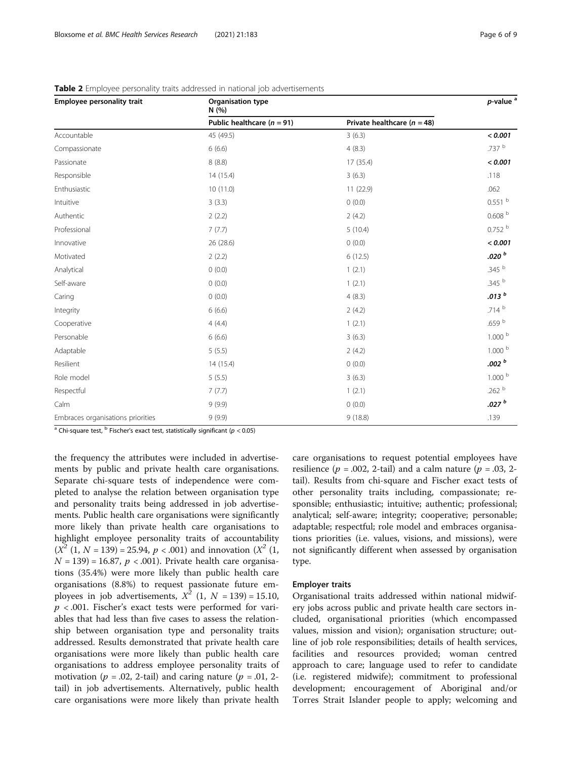**Table 2** Employee personality traits addressed in national job advertisements

| Employee personality trait | Organisation type N (%) | | *p*-value [a] |
|---|---|---|---|
| | Public healthcare (*n* = 91) | Private healthcare (*n* = 48) | |
| Accountable | 45 (49.5) | 3 (6.3) | ***< 0.001*** |
| Compassionate | 6 (6.6) | 4 (8.3) | .737 [b] |
| Passionate | 8 (8.8) | 17 (35.4) | ***< 0.001*** |
| Responsible | 14 (15.4) | 3 (6.3) | .118 |
| Enthusiastic | 10 (11.0) | 11 (22.9) | .062 |
| Intuitive | 3 (3.3) | 0 (0.0) | 0.551 [b] |
| Authentic | 2 (2.2) | 2 (4.2) | 0.608 [b] |
| Professional | 7 (7.7) | 5 (10.4) | 0.752 [b] |
| Innovative | 26 (28.6) | 0 (0.0) | ***< 0.001*** |
| Motivated | 2 (2.2) | 6 (12.5) | ***.020 [b]*** |
| Analytical | 0 (0.0) | 1 (2.1) | .345 [b] |
| Self-aware | 0 (0.0) | 1 (2.1) | .345 [b] |
| Caring | 0 (0.0) | 4 (8.3) | ***.013 [b]*** |
| Integrity | 6 (6.6) | 2 (4.2) | .714 [b] |
| Cooperative | 4 (4.4) | 1 (2.1) | .659 [b] |
| Personable | 6 (6.6) | 3 (6.3) | 1.000 [b] |
| Adaptable | 5 (5.5) | 2 (4.2) | 1.000 [b] |
| Resilient | 14 (15.4) | 0 (0.0) | ***.002 [b]*** |
| Role model | 5 (5.5) | 3 (6.3) | 1.000 [b] |
| Respectful | 7 (7.7) | 1 (2.1) | .262 [b] |
| Calm | 9 (9.9) | 0 (0.0) | ***.027 [b]*** |
| Embraces organisations priorities | 9 (9.9) | 9 (18.8) | .139 |

[a] Chi-square test, [b] Fischer's exact test, statistically significant ($p < 0.05$)

the frequency the attributes were included in advertisements by public and private health care organisations. Separate chi-square tests of independence were completed to analyse the relation between organisation type and personality traits being addressed in job advertisements. Public health care organisations were significantly more likely than private health care organisations to highlight employee personality traits of accountability ($X^2$ (1, $N$ = 139) = 25.94, $p < .001$) and innovation ($X^2$ (1, $N$ = 139) = 16.87, $p < .001$). Private health care organisations (35.4%) were more likely than public health care organisations (8.8%) to request passionate future employees in job advertisements, $X^2$ (1, $N$ = 139) = 15.10, $p < .001$. Fischer's exact tests were performed for variables that had less than five cases to assess the relationship between organisation type and personality traits addressed. Results demonstrated that private health care organisations were more likely than public health care organisations to address employee personality traits of motivation ($p$ = .02, 2-tail) and caring nature ($p$ = .01, 2-tail) in job advertisements. Alternatively, public health care organisations were more likely than private health care organisations to request potential employees have resilience ($p$ = .002, 2-tail) and a calm nature ($p$ = .03, 2-tail). Results from chi-square and Fischer exact tests of other personality traits including, compassionate; responsible; enthusiastic; intuitive; authentic; professional; analytical; self-aware; integrity; cooperative; personable; adaptable; respectful; role model and embraces organisations priorities (i.e. values, visions, and missions), were not significantly different when assessed by organisation type.

#### Employer traits

Organisational traits addressed within national midwifery jobs across public and private health care sectors included, organisational priorities (which encompassed values, mission and vision); organisation structure; outline of job role responsibilities; details of health services, facilities and resources provided; woman centred approach to care; language used to refer to candidate (i.e. registered midwife); commitment to professional development; encouragement of Aboriginal and/or Torres Strait Islander people to apply; welcoming and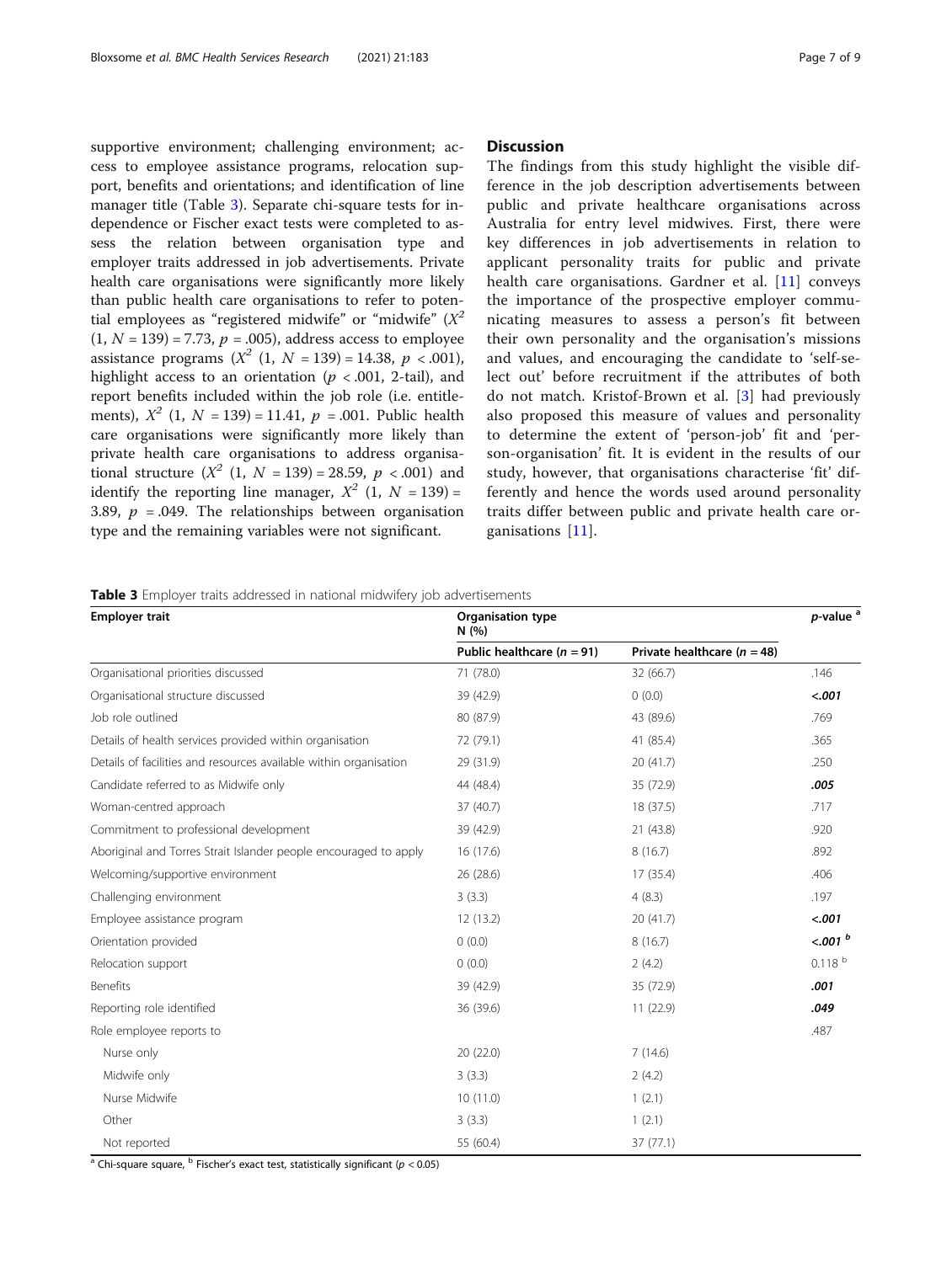supportive environment; challenging environment; access to employee assistance programs, relocation support, benefits and orientations; and identification of line manager title (Table 3). Separate chi-square tests for independence or Fischer exact tests were completed to assess the relation between organisation type and employer traits addressed in job advertisements. Private health care organisations were significantly more likely than public health care organisations to refer to potential employees as "registered midwife" or "midwife" ($X^2$ (1, $N$ = 139) = 7.73, $p$ = .005), address access to employee assistance programs ($X^2$ (1, $N$ = 139) = 14.38, $p$ < .001), highlight access to an orientation ($p$ < .001, 2-tail), and report benefits included within the job role (i.e. entitlements), $X^2$ (1, $N$ = 139) = 11.41, $p$ = .001. Public health care organisations were significantly more likely than private health care organisations to address organisational structure ($X^2$ (1, $N$ = 139) = 28.59, $p$ < .001) and identify the reporting line manager, $X^2$ (1, $N$ = 139) = 3.89, $p$ = .049. The relationships between organisation type and the remaining variables were not significant.

## Discussion

The findings from this study highlight the visible difference in the job description advertisements between public and private healthcare organisations across Australia for entry level midwives. First, there were key differences in job advertisements in relation to applicant personality traits for public and private health care organisations. Gardner et al. [11] conveys the importance of the prospective employer communicating measures to assess a person's fit between their own personality and the organisation's missions and values, and encouraging the candidate to 'self-select out' before recruitment if the attributes of both do not match. Kristof-Brown et al. [3] had previously also proposed this measure of values and personality to determine the extent of 'person-job' fit and 'person-organisation' fit. It is evident in the results of our study, however, that organisations characterise 'fit' differently and hence the words used around personality traits differ between public and private health care organisations [11].

**Table 3** Employer traits addressed in national midwifery job advertisements

| Employer trait | Organisation type N (%) | | *p*-value [a] |
|---|---|---|---|
| | Public healthcare ($n$ = 91) | Private healthcare ($n$ = 48) | |
| Organisational priorities discussed | 71 (78.0) | 32 (66.7) | .146 |
| Organisational structure discussed | 39 (42.9) | 0 (0.0) | ***<.001*** |
| Job role outlined | 80 (87.9) | 43 (89.6) | .769 |
| Details of health services provided within organisation | 72 (79.1) | 41 (85.4) | .365 |
| Details of facilities and resources available within organisation | 29 (31.9) | 20 (41.7) | .250 |
| Candidate referred to as Midwife only | 44 (48.4) | 35 (72.9) | ***.005*** |
| Woman-centred approach | 37 (40.7) | 18 (37.5) | .717 |
| Commitment to professional development | 39 (42.9) | 21 (43.8) | .920 |
| Aboriginal and Torres Strait Islander people encouraged to apply | 16 (17.6) | 8 (16.7) | .892 |
| Welcoming/supportive environment | 26 (28.6) | 17 (35.4) | .406 |
| Challenging environment | 3 (3.3) | 4 (8.3) | .197 |
| Employee assistance program | 12 (13.2) | 20 (41.7) | ***<.001*** |
| Orientation provided | 0 (0.0) | 8 (16.7) | ***<.001*** [b] |
| Relocation support | 0 (0.0) | 2 (4.2) | 0.118 [b] |
| Benefits | 39 (42.9) | 35 (72.9) | ***.001*** |
| Reporting role identified | 36 (39.6) | 11 (22.9) | ***.049*** |
| Role employee reports to | | | .487 |
| Nurse only | 20 (22.0) | 7 (14.6) | |
| Midwife only | 3 (3.3) | 2 (4.2) | |
| Nurse Midwife | 10 (11.0) | 1 (2.1) | |
| Other | 3 (3.3) | 1 (2.1) | |
| Not reported | 55 (60.4) | 37 (77.1) | |

[a] Chi-square square, [b] Fischer's exact test, statistically significant ($p$ < 0.05)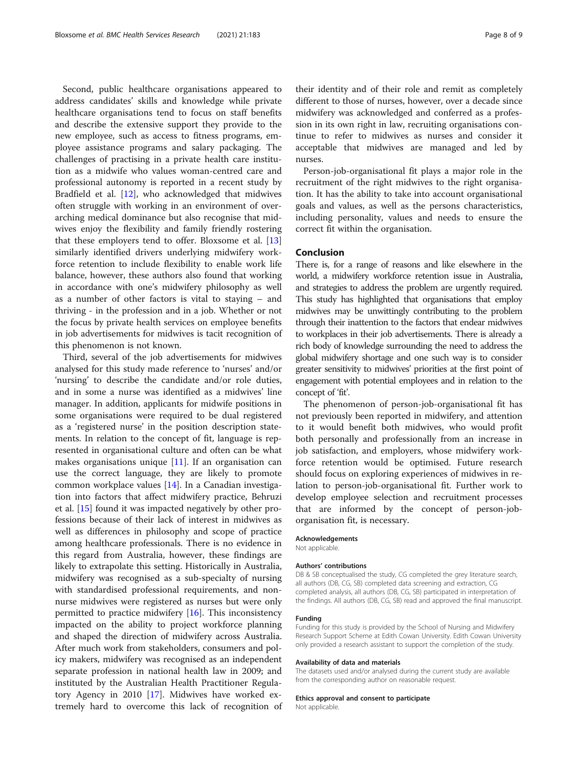Second, public healthcare organisations appeared to address candidates' skills and knowledge while private healthcare organisations tend to focus on staff benefits and describe the extensive support they provide to the new employee, such as access to fitness programs, employee assistance programs and salary packaging. The challenges of practising in a private health care institution as a midwife who values woman-centred care and professional autonomy is reported in a recent study by Bradfield et al. [12], who acknowledged that midwives often struggle with working in an environment of overarching medical dominance but also recognise that midwives enjoy the flexibility and family friendly rostering that these employers tend to offer. Bloxsome et al. [13] similarly identified drivers underlying midwifery workforce retention to include flexibility to enable work life balance, however, these authors also found that working in accordance with one's midwifery philosophy as well as a number of other factors is vital to staying – and thriving - in the profession and in a job. Whether or not the focus by private health services on employee benefits in job advertisements for midwives is tacit recognition of this phenomenon is not known.

Third, several of the job advertisements for midwives analysed for this study made reference to 'nurses' and/or 'nursing' to describe the candidate and/or role duties, and in some a nurse was identified as a midwives' line manager. In addition, applicants for midwife positions in some organisations were required to be dual registered as a 'registered nurse' in the position description statements. In relation to the concept of fit, language is represented in organisational culture and often can be what makes organisations unique [11]. If an organisation can use the correct language, they are likely to promote common workplace values [14]. In a Canadian investigation into factors that affect midwifery practice, Behruzi et al. [15] found it was impacted negatively by other professions because of their lack of interest in midwives as well as differences in philosophy and scope of practice among healthcare professionals. There is no evidence in this regard from Australia, however, these findings are likely to extrapolate this setting. Historically in Australia, midwifery was recognised as a sub-specialty of nursing with standardised professional requirements, and non-nurse midwives were registered as nurses but were only permitted to practice midwifery [16]. This inconsistency impacted on the ability to project workforce planning and shaped the direction of midwifery across Australia. After much work from stakeholders, consumers and policy makers, midwifery was recognised as an independent separate profession in national health law in 2009; and instituted by the Australian Health Practitioner Regulatory Agency in 2010 [17]. Midwives have worked extremely hard to overcome this lack of recognition of their identity and of their role and remit as completely different to those of nurses, however, over a decade since midwifery was acknowledged and conferred as a profession in its own right in law, recruiting organisations continue to refer to midwives as nurses and consider it acceptable that midwives are managed and led by nurses.

Person-job-organisational fit plays a major role in the recruitment of the right midwives to the right organisation. It has the ability to take into account organisational goals and values, as well as the persons characteristics, including personality, values and needs to ensure the correct fit within the organisation.

## Conclusion

There is, for a range of reasons and like elsewhere in the world, a midwifery workforce retention issue in Australia, and strategies to address the problem are urgently required. This study has highlighted that organisations that employ midwives may be unwittingly contributing to the problem through their inattention to the factors that endear midwives to workplaces in their job advertisements. There is already a rich body of knowledge surrounding the need to address the global midwifery shortage and one such way is to consider greater sensitivity to midwives' priorities at the first point of engagement with potential employees and in relation to the concept of 'fit'.

The phenomenon of person-job-organisational fit has not previously been reported in midwifery, and attention to it would benefit both midwives, who would profit both personally and professionally from an increase in job satisfaction, and employers, whose midwifery workforce retention would be optimised. Future research should focus on exploring experiences of midwives in relation to person-job-organisational fit. Further work to develop employee selection and recruitment processes that are informed by the concept of person-job-organisation fit, is necessary.

#### Acknowledgements

Not applicable.

#### Authors' contributions

DB & SB conceptualised the study, CG completed the grey literature search, all authors (DB, CG, SB) completed data screening and extraction, CG completed analysis, all authors (DB, CG, SB) participated in interpretation of the findings. All authors (DB, CG, SB) read and approved the final manuscript.

#### Funding

Funding for this study is provided by the School of Nursing and Midwifery Research Support Scheme at Edith Cowan University. Edith Cowan University only provided a research assistant to support the completion of the study.

#### Availability of data and materials

The datasets used and/or analysed during the current study are available from the corresponding author on reasonable request.

#### Ethics approval and consent to participate

Not applicable.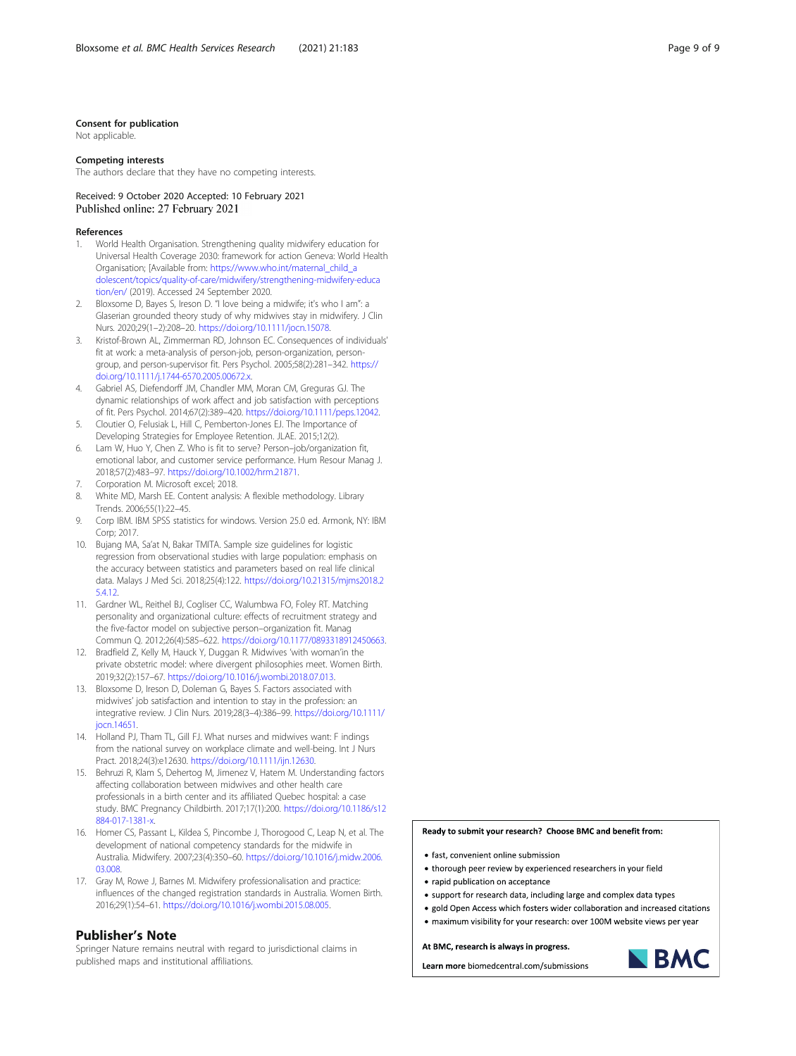**Consent for publication**
Not applicable.

**Competing interests**
The authors declare that they have no competing interests.

Received: 9 October 2020 Accepted: 10 February 2021
Published online: 27 February 2021

**References**

1. World Health Organisation. Strengthening quality midwifery education for Universal Health Coverage 2030: framework for action Geneva: World Health Organisation; [Available from: https://www.who.int/maternal_child_adolescent/topics/quality-of-care/midwifery/strengthening-midwifery-education/en/ (2019). Accessed 24 September 2020.
2. Bloxsome D, Bayes S, Ireson D. "I love being a midwife; it's who I am": a Glaserian grounded theory study of why midwives stay in midwifery. J Clin Nurs. 2020;29(1–2):208–20. https://doi.org/10.1111/jocn.15078.
3. Kristof-Brown AL, Zimmerman RD, Johnson EC. Consequences of individuals' fit at work: a meta-analysis of person-job, person-organization, person-group, and person-supervisor fit. Pers Psychol. 2005;58(2):281–342. https://doi.org/10.1111/j.1744-6570.2005.00672.x.
4. Gabriel AS, Diefendorff JM, Chandler MM, Moran CM, Greguras GJ. The dynamic relationships of work affect and job satisfaction with perceptions of fit. Pers Psychol. 2014;67(2):389–420. https://doi.org/10.1111/peps.12042.
5. Cloutier O, Felusiak L, Hill C, Pemberton-Jones EJ. The Importance of Developing Strategies for Employee Retention. JLAE. 2015;12(2).
6. Lam W, Huo Y, Chen Z. Who is fit to serve? Person–job/organization fit, emotional labor, and customer service performance. Hum Resour Manag J. 2018;57(2):483–97. https://doi.org/10.1002/hrm.21871.
7. Corporation M. Microsoft excel; 2018.
8. White MD, Marsh EE. Content analysis: A flexible methodology. Library Trends. 2006;55(1):22–45.
9. Corp IBM. IBM SPSS statistics for windows. Version 25.0 ed. Armonk, NY: IBM Corp; 2017.
10. Bujang MA, Sa'at N, Bakar TMITA. Sample size guidelines for logistic regression from observational studies with large population: emphasis on the accuracy between statistics and parameters based on real life clinical data. Malays J Med Sci. 2018;25(4):122. https://doi.org/10.21315/mjms2018.25.4.12.
11. Gardner WL, Reithel BJ, Cogliser CC, Walumbwa FO, Foley RT. Matching personality and organizational culture: effects of recruitment strategy and the five-factor model on subjective person–organization fit. Manag Commun Q. 2012;26(4):585–622. https://doi.org/10.1177/0893318912450663.
12. Bradfield Z, Kelly M, Hauck Y, Duggan R. Midwives 'with woman'in the private obstetric model: where divergent philosophies meet. Women Birth. 2019;32(2):157–67. https://doi.org/10.1016/j.wombi.2018.07.013.
13. Bloxsome D, Ireson D, Doleman G, Bayes S. Factors associated with midwives' job satisfaction and intention to stay in the profession: an integrative review. J Clin Nurs. 2019;28(3–4):386–99. https://doi.org/10.1111/jocn.14651.
14. Holland PJ, Tham TL, Gill FJ. What nurses and midwives want: F indings from the national survey on workplace climate and well-being. Int J Nurs Pract. 2018;24(3):e12630. https://doi.org/10.1111/ijn.12630.
15. Behruzi R, Klam S, Dehertog M, Jimenez V, Hatem M. Understanding factors affecting collaboration between midwives and other health care professionals in a birth center and its affiliated Quebec hospital: a case study. BMC Pregnancy Childbirth. 2017;17(1):200. https://doi.org/10.1186/s12884-017-1381-x.
16. Homer CS, Passant L, Kildea S, Pincombe J, Thorogood C, Leap N, et al. The development of national competency standards for the midwife in Australia. Midwifery. 2007;23(4):350–60. https://doi.org/10.1016/j.midw.2006.03.008.
17. Gray M, Rowe J, Barnes M. Midwifery professionalisation and practice: influences of the changed registration standards in Australia. Women Birth. 2016;29(1):54–61. https://doi.org/10.1016/j.wombi.2015.08.005.

## Publisher's Note

Springer Nature remains neutral with regard to jurisdictional claims in published maps and institutional affiliations.

**Ready to submit your research? Choose BMC and benefit from:**

- fast, convenient online submission
- thorough peer review by experienced researchers in your field
- rapid publication on acceptance
- support for research data, including large and complex data types
- gold Open Access which fosters wider collaboration and increased citations
- maximum visibility for your research: over 100M website views per year

**At BMC, research is always in progress.**

**Learn more** biomedcentral.com/submissions

BMC